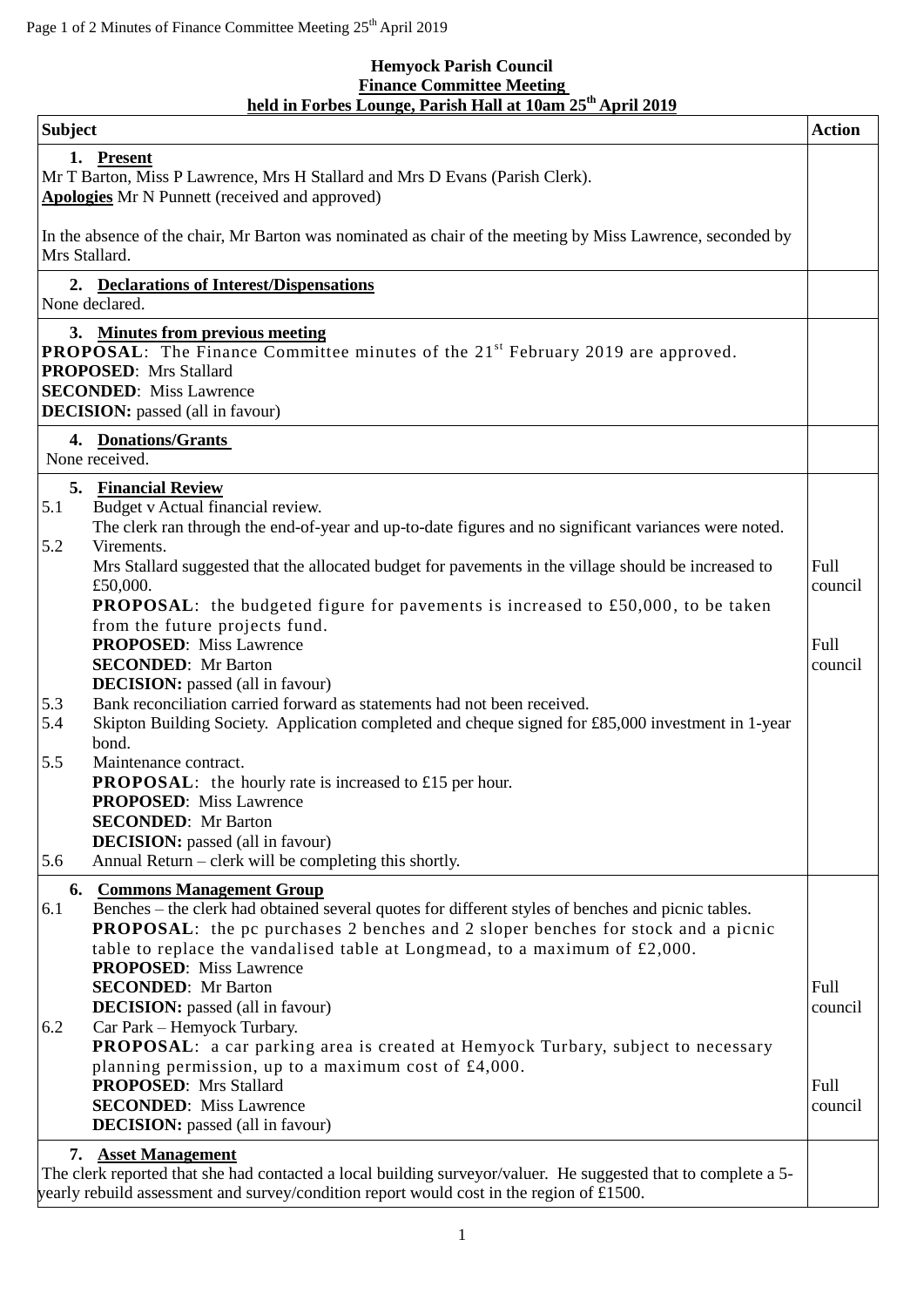**Hemyock Parish Council**
**Finance Committee Meeting**
**held in Forbes Lounge, Parish Hall at 10am 25th April 2019**

| Subject | Action |
|---|---|
| **1. Present**<br>Mr T Barton, Miss P Lawrence, Mrs H Stallard and Mrs D Evans (Parish Clerk).<br>**Apologies** Mr N Punnett (received and approved)<br><br>In the absence of the chair, Mr Barton was nominated as chair of the meeting by Miss Lawrence, seconded by Mrs Stallard. | |
| **2. Declarations of Interest/Dispensations**<br>None declared. | |
| **3. Minutes from previous meeting**<br>**PROPOSAL**: The Finance Committee minutes of the 21st February 2019 are approved.<br>**PROPOSED**: Mrs Stallard<br>**SECONDED**: Miss Lawrence<br>**DECISION:** passed (all in favour) | |
| **4. Donations/Grants**<br>None received. | |
| **5. Financial Review**<br>5.1 Budget v Actual financial review.<br>The clerk ran through the end-of-year and up-to-date figures and no significant variances were noted.<br>5.2 Virements.<br>Mrs Stallard suggested that the allocated budget for pavements in the village should be increased to £50,000.<br>**PROPOSAL**: the budgeted figure for pavements is increased to £50,000, to be taken from the future projects fund.<br>**PROPOSED**: Miss Lawrence<br>**SECONDED**: Mr Barton<br>**DECISION:** passed (all in favour)<br>5.3 Bank reconciliation carried forward as statements had not been received.<br>5.4 Skipton Building Society. Application completed and cheque signed for £85,000 investment in 1-year bond.<br>5.5 Maintenance contract.<br>**PROPOSAL**: the hourly rate is increased to £15 per hour.<br>**PROPOSED**: Miss Lawrence<br>**SECONDED**: Mr Barton<br>**DECISION:** passed (all in favour)<br>5.6 Annual Return – clerk will be completing this shortly. | Full council<br><br>Full council |
| **6. Commons Management Group**<br>6.1 Benches – the clerk had obtained several quotes for different styles of benches and picnic tables.<br>**PROPOSAL**: the pc purchases 2 benches and 2 sloper benches for stock and a picnic table to replace the vandalised table at Longmead, to a maximum of £2,000.<br>**PROPOSED**: Miss Lawrence<br>**SECONDED**: Mr Barton<br>**DECISION:** passed (all in favour)<br>6.2 Car Park – Hemyock Turbary.<br>**PROPOSAL**: a car parking area is created at Hemyock Turbary, subject to necessary planning permission, up to a maximum cost of £4,000.<br>**PROPOSED**: Mrs Stallard<br>**SECONDED**: Miss Lawrence<br>**DECISION:** passed (all in favour) | Full council<br><br>Full council |
| **7. Asset Management**<br>The clerk reported that she had contacted a local building surveyor/valuer. He suggested that to complete a 5-yearly rebuild assessment and survey/condition report would cost in the region of £1500. | |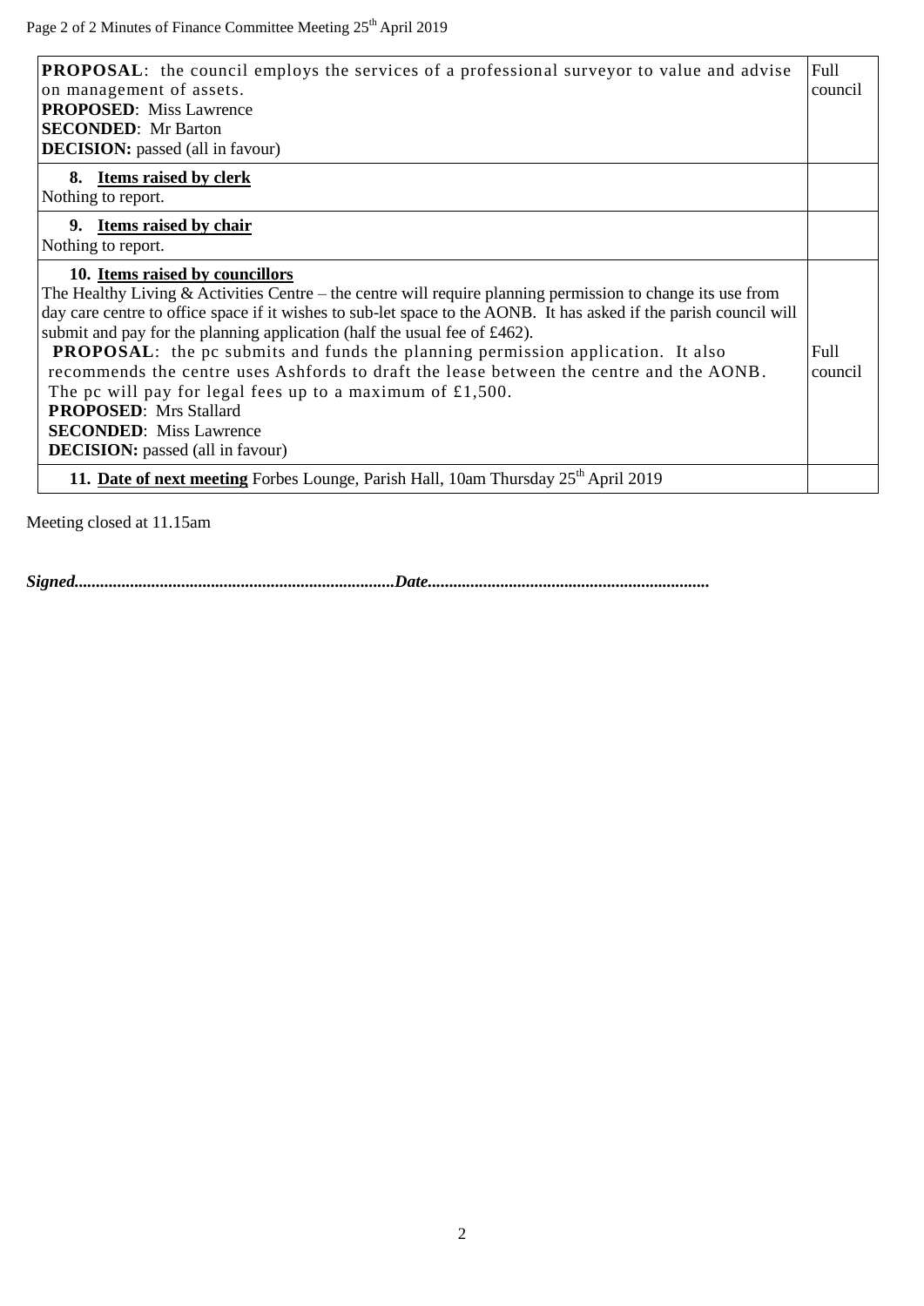| | |
|---|---|
| **PROPOSAL**: the council employs the services of a professional surveyor to value and advise on management of assets.<br>**PROPOSED**: Miss Lawrence<br>**SECONDED**: Mr Barton<br>**DECISION:** passed (all in favour) | Full council |
| **8. Items raised by clerk**<br>Nothing to report. | |
| **9. Items raised by chair**<br>Nothing to report. | |
| **10. Items raised by councillors**<br>The Healthy Living & Activities Centre – the centre will require planning permission to change its use from day care centre to office space if it wishes to sub-let space to the AONB. It has asked if the parish council will submit and pay for the planning application (half the usual fee of £462).<br>**PROPOSAL**: the pc submits and funds the planning permission application. It also recommends the centre uses Ashfords to draft the lease between the centre and the AONB. The pc will pay for legal fees up to a maximum of £1,500.<br>**PROPOSED**: Mrs Stallard<br>**SECONDED**: Miss Lawrence<br>**DECISION:** passed (all in favour) | Full council |
| **11. Date of next meeting** Forbes Lounge, Parish Hall, 10am Thursday 25th April 2019 | |

Meeting closed at 11.15am

***Signed.........................................................................Date................................................................***